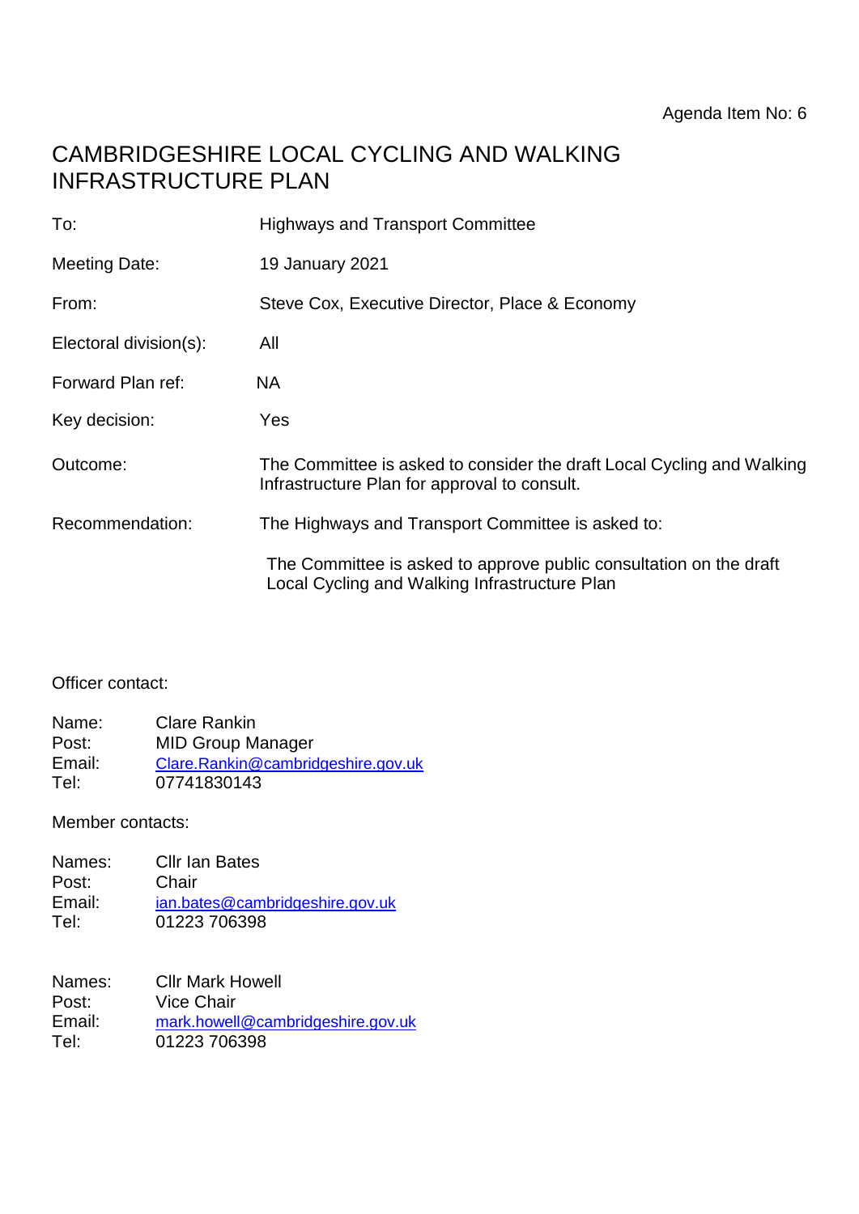Agenda Item No: 6

# CAMBRIDGESHIRE LOCAL CYCLING AND WALKING INFRASTRUCTURE PLAN

| | |
|---|---|
| To: | Highways and Transport Committee |
| Meeting Date: | 19 January 2021 |
| From: | Steve Cox, Executive Director, Place & Economy |
| Electoral division(s): | All |
| Forward Plan ref: | NA |
| Key decision: | Yes |
| Outcome: | The Committee is asked to consider the draft Local Cycling and Walking Infrastructure Plan for approval to consult. |
| Recommendation: | The Highways and Transport Committee is asked to:<br><br>The Committee is asked to approve public consultation on the draft Local Cycling and Walking Infrastructure Plan |

Officer contact:

Name: Clare Rankin
Post: MID Group Manager
Email: Clare.Rankin@cambridgeshire.gov.uk
Tel: 07741830143

Member contacts:

Names: Cllr Ian Bates
Post: Chair
Email: ian.bates@cambridgeshire.gov.uk
Tel: 01223 706398

Names: Cllr Mark Howell
Post: Vice Chair
Email: mark.howell@cambridgeshire.gov.uk
Tel: 01223 706398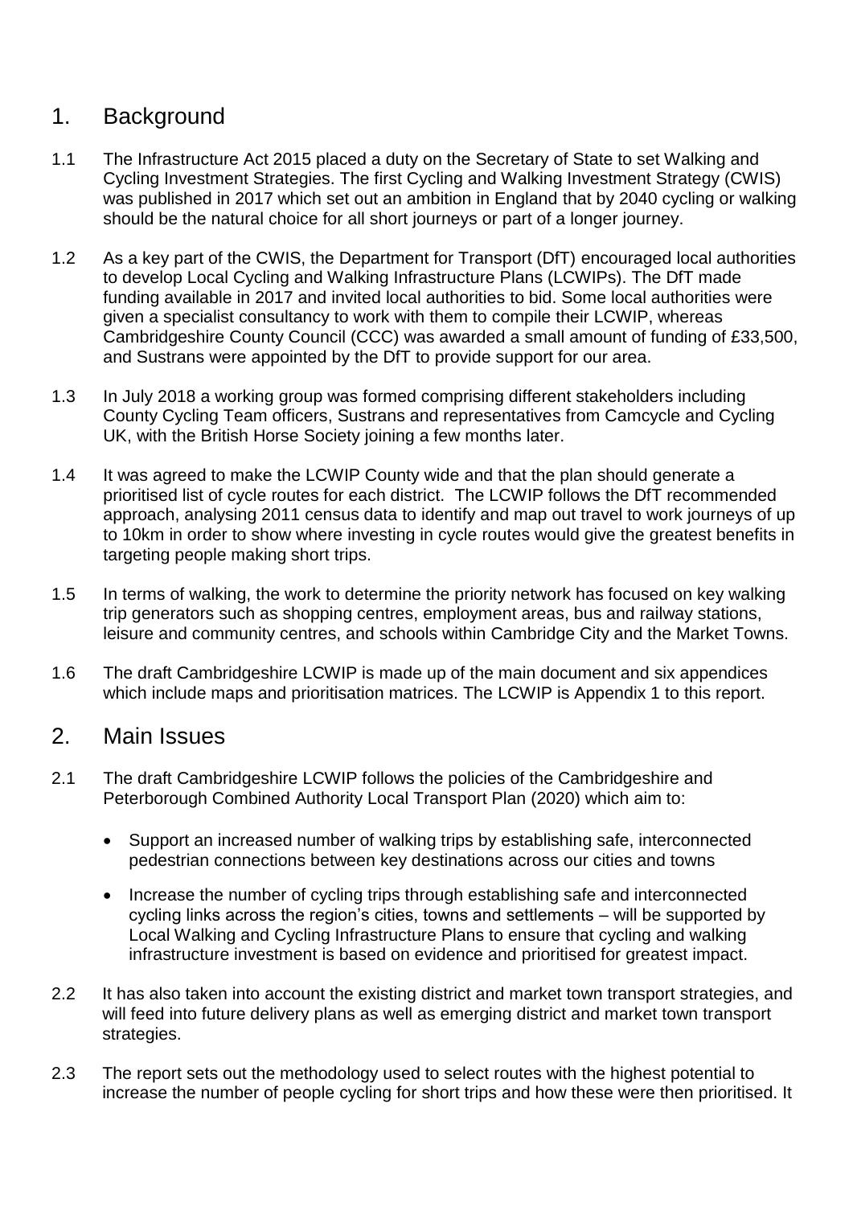## 1. Background

1.1 The Infrastructure Act 2015 placed a duty on the Secretary of State to set Walking and Cycling Investment Strategies. The first Cycling and Walking Investment Strategy (CWIS) was published in 2017 which set out an ambition in England that by 2040 cycling or walking should be the natural choice for all short journeys or part of a longer journey.

1.2 As a key part of the CWIS, the Department for Transport (DfT) encouraged local authorities to develop Local Cycling and Walking Infrastructure Plans (LCWIPs). The DfT made funding available in 2017 and invited local authorities to bid. Some local authorities were given a specialist consultancy to work with them to compile their LCWIP, whereas Cambridgeshire County Council (CCC) was awarded a small amount of funding of £33,500, and Sustrans were appointed by the DfT to provide support for our area.

1.3 In July 2018 a working group was formed comprising different stakeholders including County Cycling Team officers, Sustrans and representatives from Camcycle and Cycling UK, with the British Horse Society joining a few months later.

1.4 It was agreed to make the LCWIP County wide and that the plan should generate a prioritised list of cycle routes for each district. The LCWIP follows the DfT recommended approach, analysing 2011 census data to identify and map out travel to work journeys of up to 10km in order to show where investing in cycle routes would give the greatest benefits in targeting people making short trips.

1.5 In terms of walking, the work to determine the priority network has focused on key walking trip generators such as shopping centres, employment areas, bus and railway stations, leisure and community centres, and schools within Cambridge City and the Market Towns.

1.6 The draft Cambridgeshire LCWIP is made up of the main document and six appendices which include maps and prioritisation matrices. The LCWIP is Appendix 1 to this report.

## 2. Main Issues

2.1 The draft Cambridgeshire LCWIP follows the policies of the Cambridgeshire and Peterborough Combined Authority Local Transport Plan (2020) which aim to:

- Support an increased number of walking trips by establishing safe, interconnected pedestrian connections between key destinations across our cities and towns
- Increase the number of cycling trips through establishing safe and interconnected cycling links across the region's cities, towns and settlements – will be supported by Local Walking and Cycling Infrastructure Plans to ensure that cycling and walking infrastructure investment is based on evidence and prioritised for greatest impact.

2.2 It has also taken into account the existing district and market town transport strategies, and will feed into future delivery plans as well as emerging district and market town transport strategies.

2.3 The report sets out the methodology used to select routes with the highest potential to increase the number of people cycling for short trips and how these were then prioritised. It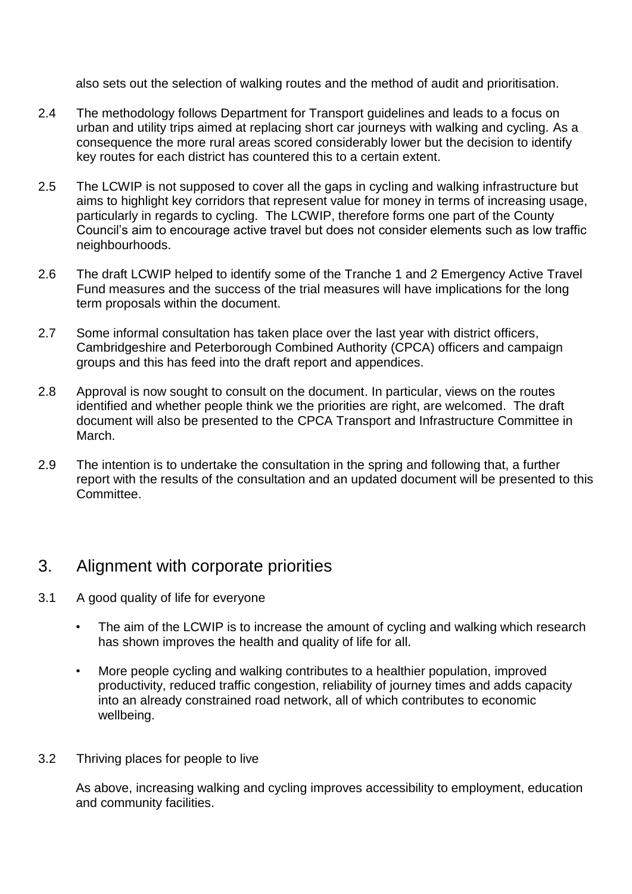also sets out the selection of walking routes and the method of audit and prioritisation.

2.4 The methodology follows Department for Transport guidelines and leads to a focus on urban and utility trips aimed at replacing short car journeys with walking and cycling. As a consequence the more rural areas scored considerably lower but the decision to identify key routes for each district has countered this to a certain extent.

2.5 The LCWIP is not supposed to cover all the gaps in cycling and walking infrastructure but aims to highlight key corridors that represent value for money in terms of increasing usage, particularly in regards to cycling. The LCWIP, therefore forms one part of the County Council's aim to encourage active travel but does not consider elements such as low traffic neighbourhoods.

2.6 The draft LCWIP helped to identify some of the Tranche 1 and 2 Emergency Active Travel Fund measures and the success of the trial measures will have implications for the long term proposals within the document.

2.7 Some informal consultation has taken place over the last year with district officers, Cambridgeshire and Peterborough Combined Authority (CPCA) officers and campaign groups and this has feed into the draft report and appendices.

2.8 Approval is now sought to consult on the document. In particular, views on the routes identified and whether people think we the priorities are right, are welcomed. The draft document will also be presented to the CPCA Transport and Infrastructure Committee in March.

2.9 The intention is to undertake the consultation in the spring and following that, a further report with the results of the consultation and an updated document will be presented to this Committee.

## 3. Alignment with corporate priorities

3.1 A good quality of life for everyone

- The aim of the LCWIP is to increase the amount of cycling and walking which research has shown improves the health and quality of life for all.
- More people cycling and walking contributes to a healthier population, improved productivity, reduced traffic congestion, reliability of journey times and adds capacity into an already constrained road network, all of which contributes to economic wellbeing.

3.2 Thriving places for people to live

As above, increasing walking and cycling improves accessibility to employment, education and community facilities.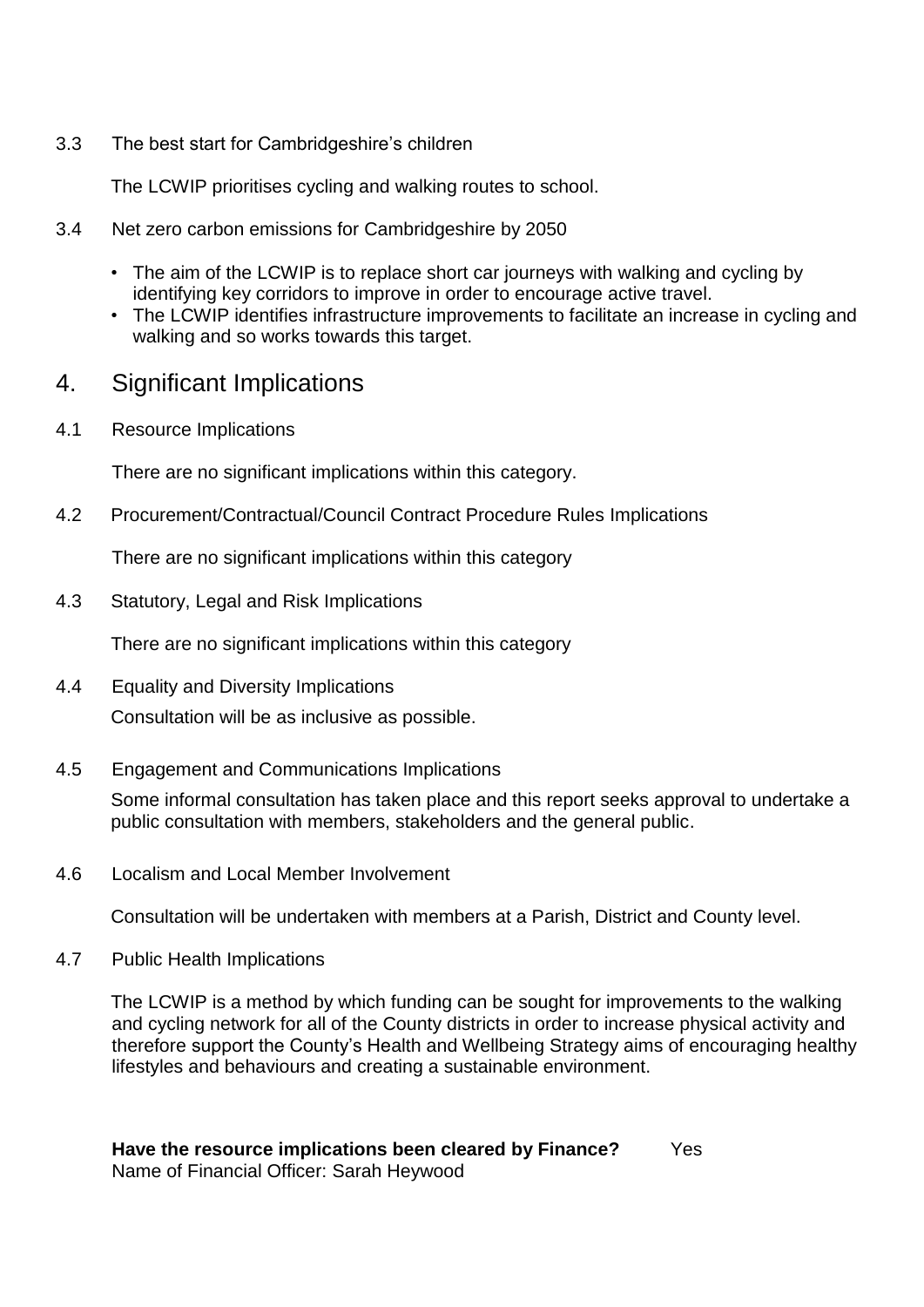3.3 The best start for Cambridgeshire's children

The LCWIP prioritises cycling and walking routes to school.

3.4 Net zero carbon emissions for Cambridgeshire by 2050

- The aim of the LCWIP is to replace short car journeys with walking and cycling by identifying key corridors to improve in order to encourage active travel.
- The LCWIP identifies infrastructure improvements to facilitate an increase in cycling and walking and so works towards this target.

## 4. Significant Implications

4.1 Resource Implications

There are no significant implications within this category.

4.2 Procurement/Contractual/Council Contract Procedure Rules Implications

There are no significant implications within this category

4.3 Statutory, Legal and Risk Implications

There are no significant implications within this category

4.4 Equality and Diversity Implications

Consultation will be as inclusive as possible.

4.5 Engagement and Communications Implications

Some informal consultation has taken place and this report seeks approval to undertake a public consultation with members, stakeholders and the general public.

4.6 Localism and Local Member Involvement

Consultation will be undertaken with members at a Parish, District and County level.

4.7 Public Health Implications

The LCWIP is a method by which funding can be sought for improvements to the walking and cycling network for all of the County districts in order to increase physical activity and therefore support the County's Health and Wellbeing Strategy aims of encouraging healthy lifestyles and behaviours and creating a sustainable environment.

**Have the resource implications been cleared by Finance?** Yes
Name of Financial Officer: Sarah Heywood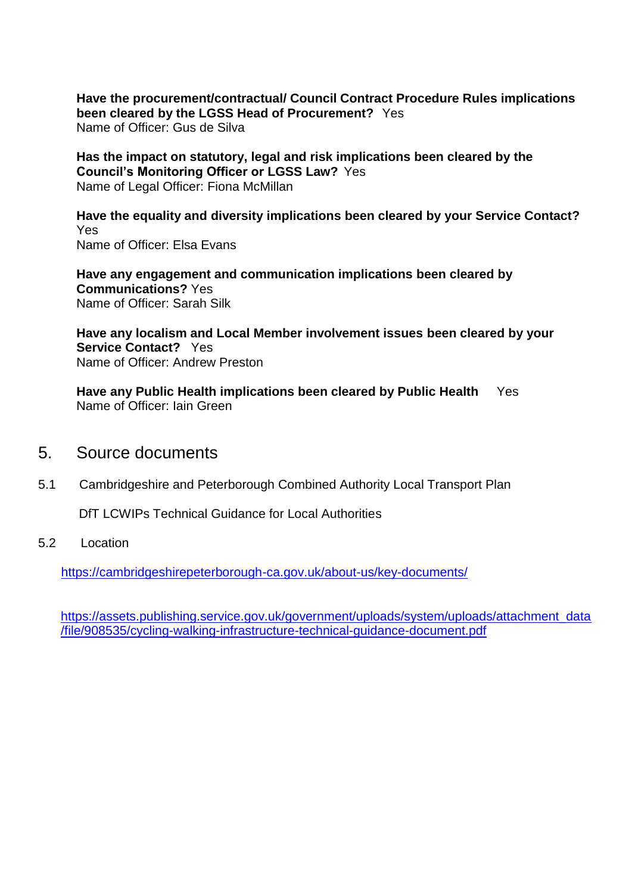**Have the procurement/contractual/ Council Contract Procedure Rules implications been cleared by the LGSS Head of Procurement?** Yes
Name of Officer: Gus de Silva

**Has the impact on statutory, legal and risk implications been cleared by the Council's Monitoring Officer or LGSS Law?** Yes
Name of Legal Officer: Fiona McMillan

**Have the equality and diversity implications been cleared by your Service Contact?** Yes
Name of Officer: Elsa Evans

**Have any engagement and communication implications been cleared by Communications?** Yes
Name of Officer: Sarah Silk

**Have any localism and Local Member involvement issues been cleared by your Service Contact?** Yes
Name of Officer: Andrew Preston

**Have any Public Health implications been cleared by Public Health** Yes
Name of Officer: Iain Green

## 5. Source documents

5.1 Cambridgeshire and Peterborough Combined Authority Local Transport Plan

DfT LCWIPs Technical Guidance for Local Authorities

5.2 Location

https://cambridgeshirepeterborough-ca.gov.uk/about-us/key-documents/

https://assets.publishing.service.gov.uk/government/uploads/system/uploads/attachment_data/file/908535/cycling-walking-infrastructure-technical-guidance-document.pdf